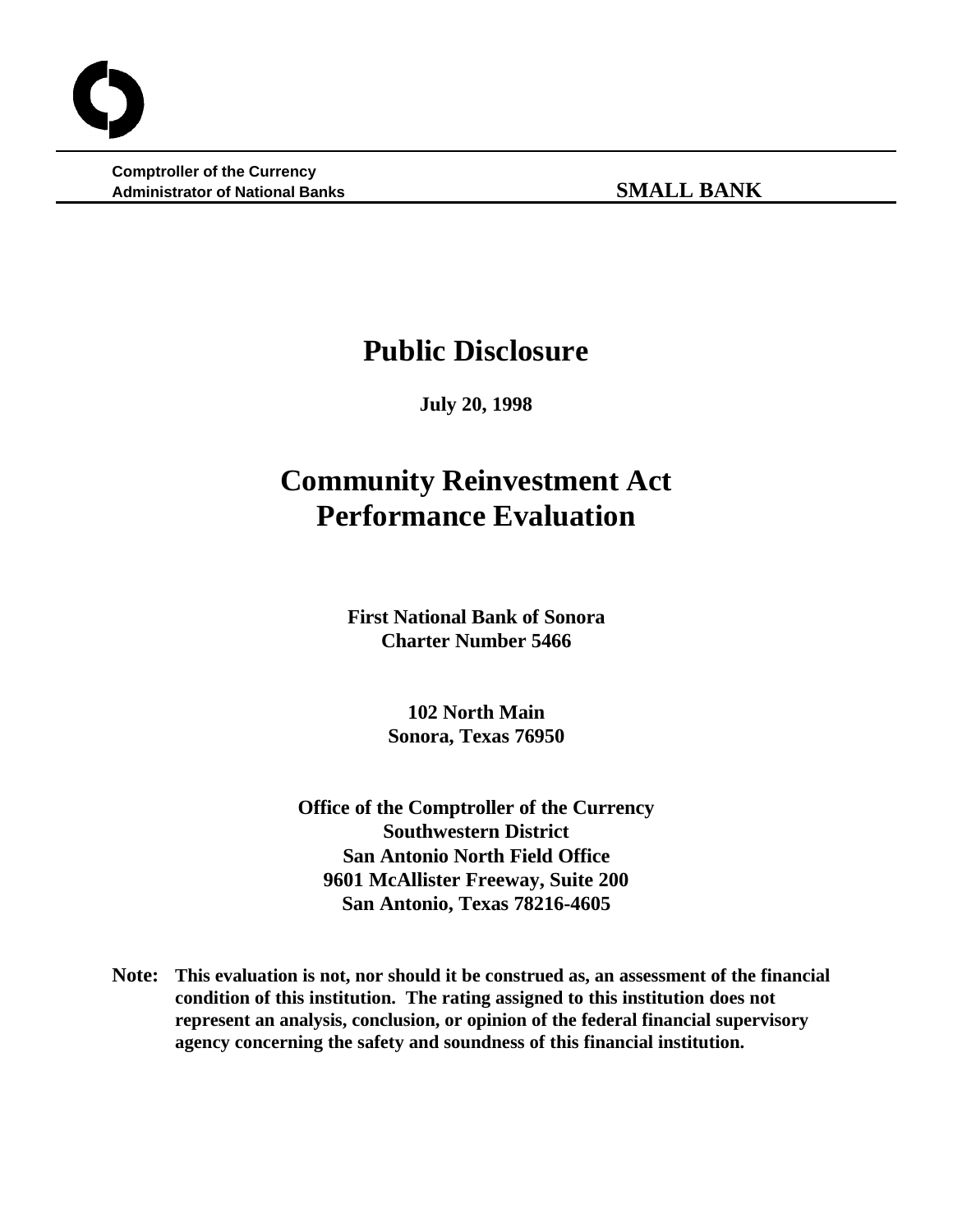**Comptroller of the Currency**
**Administrator of National Banks** **SMALL BANK**

# Public Disclosure

**July 20, 1998**

# Community Reinvestment Act Performance Evaluation

**First National Bank of Sonora**
**Charter Number 5466**

**102 North Main**
**Sonora, Texas 76950**

**Office of the Comptroller of the Currency**
**Southwestern District**
**San Antonio North Field Office**
**9601 McAllister Freeway, Suite 200**
**San Antonio, Texas 78216-4605**

**Note: This evaluation is not, nor should it be construed as, an assessment of the financial condition of this institution. The rating assigned to this institution does not represent an analysis, conclusion, or opinion of the federal financial supervisory agency concerning the safety and soundness of this financial institution.**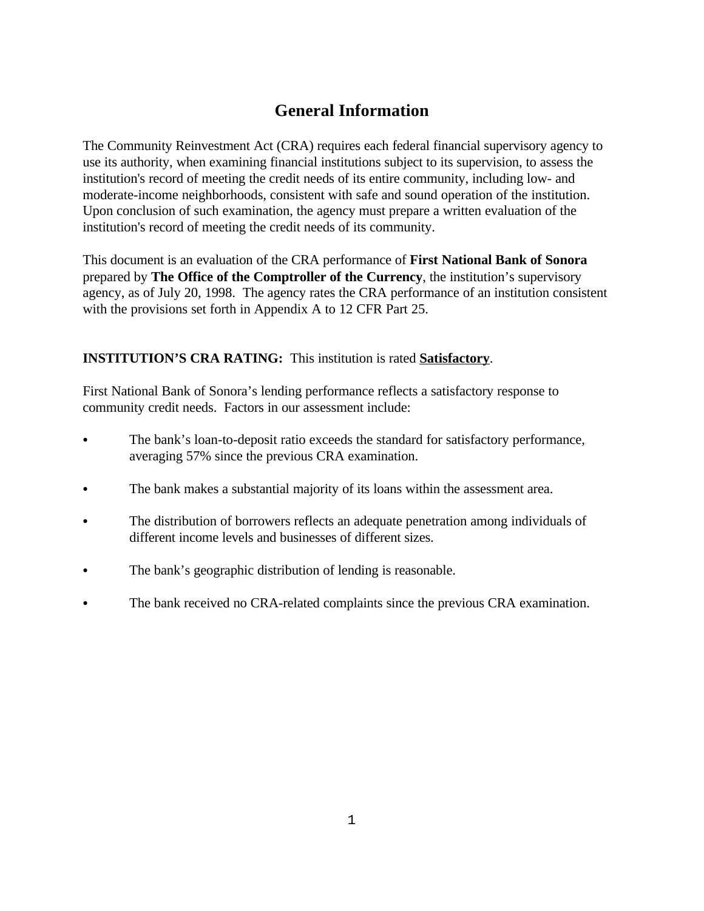# General Information

The Community Reinvestment Act (CRA) requires each federal financial supervisory agency to use its authority, when examining financial institutions subject to its supervision, to assess the institution's record of meeting the credit needs of its entire community, including low- and moderate-income neighborhoods, consistent with safe and sound operation of the institution. Upon conclusion of such examination, the agency must prepare a written evaluation of the institution's record of meeting the credit needs of its community.

This document is an evaluation of the CRA performance of **First National Bank of Sonora** prepared by **The Office of the Comptroller of the Currency**, the institution's supervisory agency, as of July 20, 1998. The agency rates the CRA performance of an institution consistent with the provisions set forth in Appendix A to 12 CFR Part 25.

**INSTITUTION'S CRA RATING:** This institution is rated **Satisfactory**.

First National Bank of Sonora's lending performance reflects a satisfactory response to community credit needs. Factors in our assessment include:

- The bank's loan-to-deposit ratio exceeds the standard for satisfactory performance, averaging 57% since the previous CRA examination.
- The bank makes a substantial majority of its loans within the assessment area.
- The distribution of borrowers reflects an adequate penetration among individuals of different income levels and businesses of different sizes.
- The bank's geographic distribution of lending is reasonable.
- The bank received no CRA-related complaints since the previous CRA examination.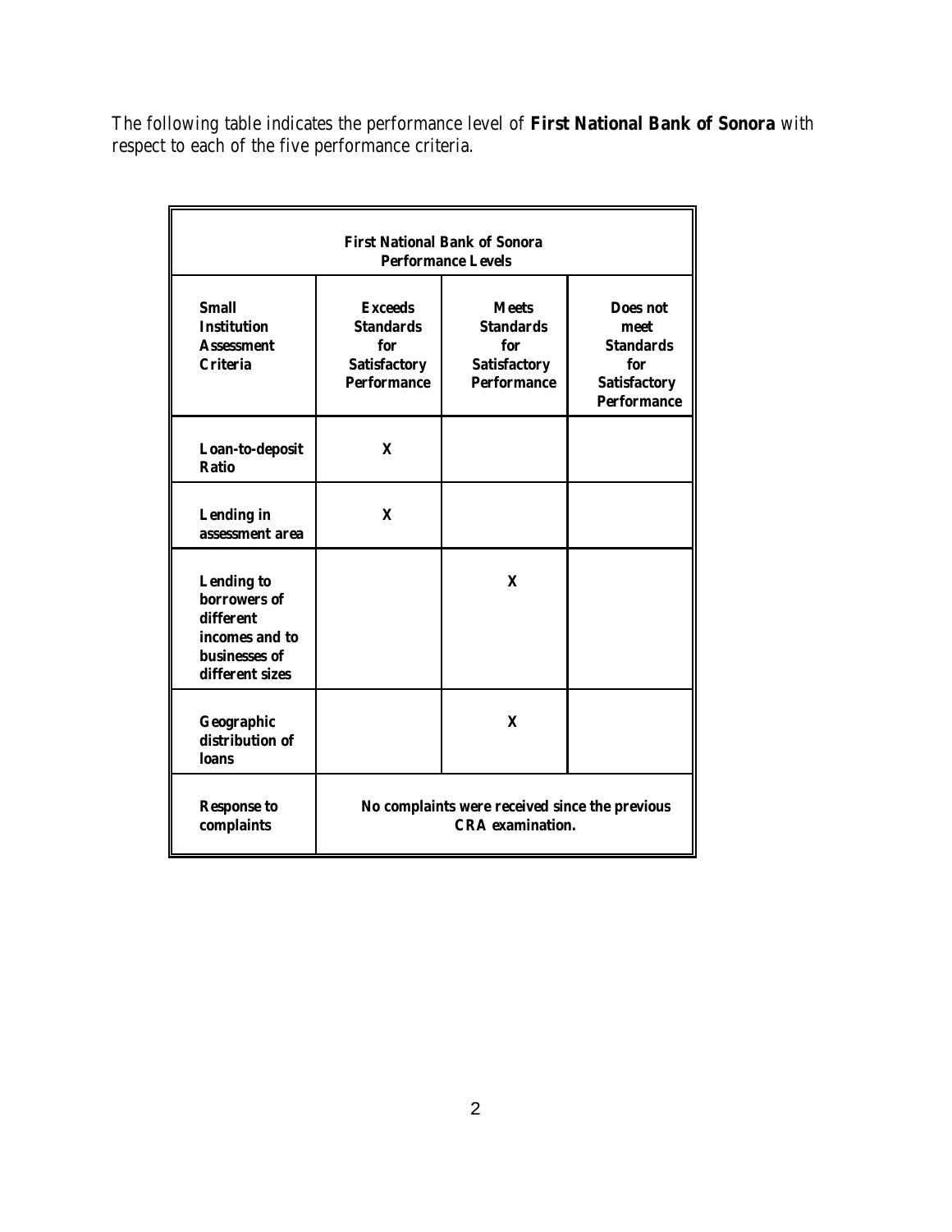The following table indicates the performance level of **First National Bank of Sonora** with respect to each of the five performance criteria.

| **First National Bank of Sonora Performance Levels** | | | |
|---|---|---|---|
| **Small Institution Assessment Criteria** | **Exceeds Standards for Satisfactory Performance** | **Meets Standards for Satisfactory Performance** | **Does not meet Standards for Satisfactory Performance** |
| **Loan-to-deposit Ratio** | **X** | | |
| **Lending in assessment area** | **X** | | |
| **Lending to borrowers of different incomes and to businesses of different sizes** | | **X** | |
| **Geographic distribution of loans** | | **X** | |
| **Response to complaints** | **No complaints were received since the previous CRA examination.** | | |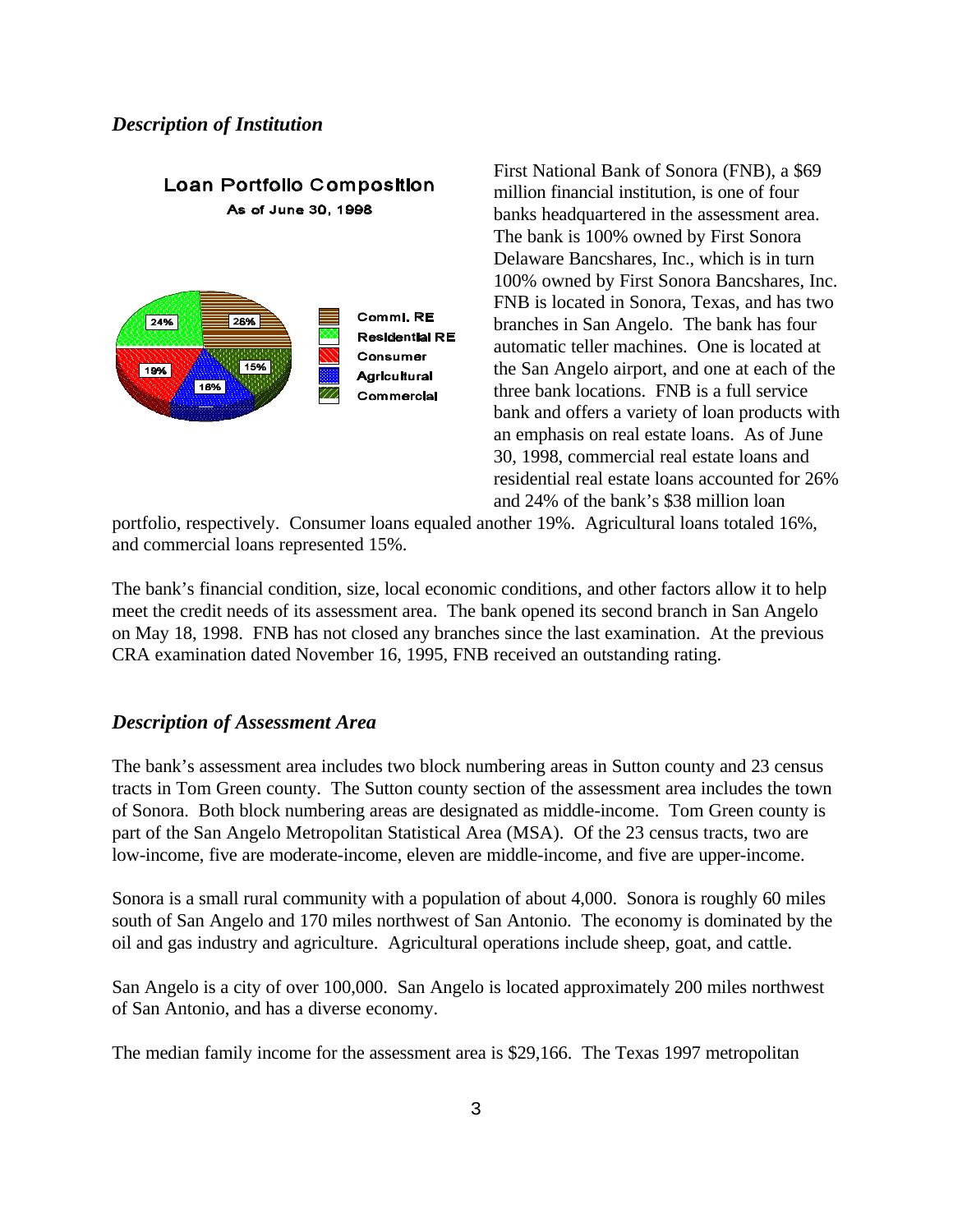## *Description of Institution*

**Loan Portfolio Composition**

As of June 30, 1998

| Loan Type | Percentage |
|---|---|
| Comml. RE | 26% |
| Residential RE | 24% |
| Consumer | 19% |
| Agricultural | 16% |
| Commercial | 15% |

First National Bank of Sonora (FNB), a $69 million financial institution, is one of four banks headquartered in the assessment area. The bank is 100% owned by First Sonora Delaware Bancshares, Inc., which is in turn 100% owned by First Sonora Bancshares, Inc. FNB is located in Sonora, Texas, and has two branches in San Angelo. The bank has four automatic teller machines. One is located at the San Angelo airport, and one at each of the three bank locations. FNB is a full service bank and offers a variety of loan products with an emphasis on real estate loans. As of June 30, 1998, commercial real estate loans and residential real estate loans accounted for 26% and 24% of the bank's $38 million loan portfolio, respectively. Consumer loans equaled another 19%. Agricultural loans totaled 16%, and commercial loans represented 15%.

The bank's financial condition, size, local economic conditions, and other factors allow it to help meet the credit needs of its assessment area. The bank opened its second branch in San Angelo on May 18, 1998. FNB has not closed any branches since the last examination. At the previous CRA examination dated November 16, 1995, FNB received an outstanding rating.

## *Description of Assessment Area*

The bank's assessment area includes two block numbering areas in Sutton county and 23 census tracts in Tom Green county. The Sutton county section of the assessment area includes the town of Sonora. Both block numbering areas are designated as middle-income. Tom Green county is part of the San Angelo Metropolitan Statistical Area (MSA). Of the 23 census tracts, two are low-income, five are moderate-income, eleven are middle-income, and five are upper-income.

Sonora is a small rural community with a population of about 4,000. Sonora is roughly 60 miles south of San Angelo and 170 miles northwest of San Antonio. The economy is dominated by the oil and gas industry and agriculture. Agricultural operations include sheep, goat, and cattle.

San Angelo is a city of over 100,000. San Angelo is located approximately 200 miles northwest of San Antonio, and has a diverse economy.

The median family income for the assessment area is $29,166. The Texas 1997 metropolitan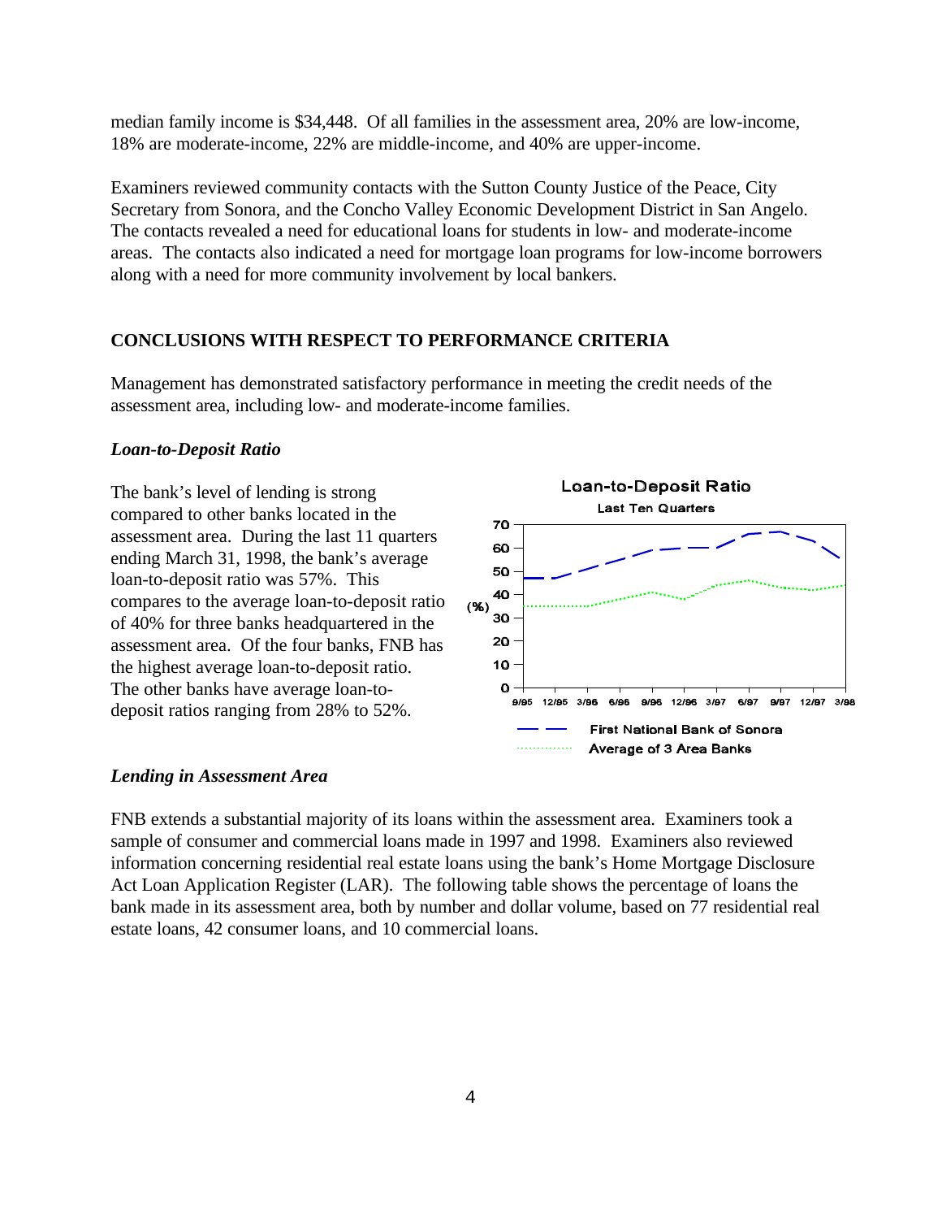median family income is $34,448. Of all families in the assessment area, 20% are low-income, 18% are moderate-income, 22% are middle-income, and 40% are upper-income.

Examiners reviewed community contacts with the Sutton County Justice of the Peace, City Secretary from Sonora, and the Concho Valley Economic Development District in San Angelo. The contacts revealed a need for educational loans for students in low- and moderate-income areas. The contacts also indicated a need for mortgage loan programs for low-income borrowers along with a need for more community involvement by local bankers.

## CONCLUSIONS WITH RESPECT TO PERFORMANCE CRITERIA

Management has demonstrated satisfactory performance in meeting the credit needs of the assessment area, including low- and moderate-income families.

### *Loan-to-Deposit Ratio*

The bank's level of lending is strong compared to other banks located in the assessment area. During the last 11 quarters ending March 31, 1998, the bank's average loan-to-deposit ratio was 57%. This compares to the average loan-to-deposit ratio of 40% for three banks headquartered in the assessment area. Of the four banks, FNB has the highest average loan-to-deposit ratio. The other banks have average loan-to-deposit ratios ranging from 28% to 52%.

**Loan-to-Deposit Ratio**
Last Ten Quarters

(%) — 9/95, 12/95, 3/96, 6/96, 9/96, 12/96, 3/97, 6/97, 9/97, 12/97, 3/98

First National Bank of Sonora
Average of 3 Area Banks

### *Lending in Assessment Area*

FNB extends a substantial majority of its loans within the assessment area. Examiners took a sample of consumer and commercial loans made in 1997 and 1998. Examiners also reviewed information concerning residential real estate loans using the bank's Home Mortgage Disclosure Act Loan Application Register (LAR). The following table shows the percentage of loans the bank made in its assessment area, both by number and dollar volume, based on 77 residential real estate loans, 42 consumer loans, and 10 commercial loans.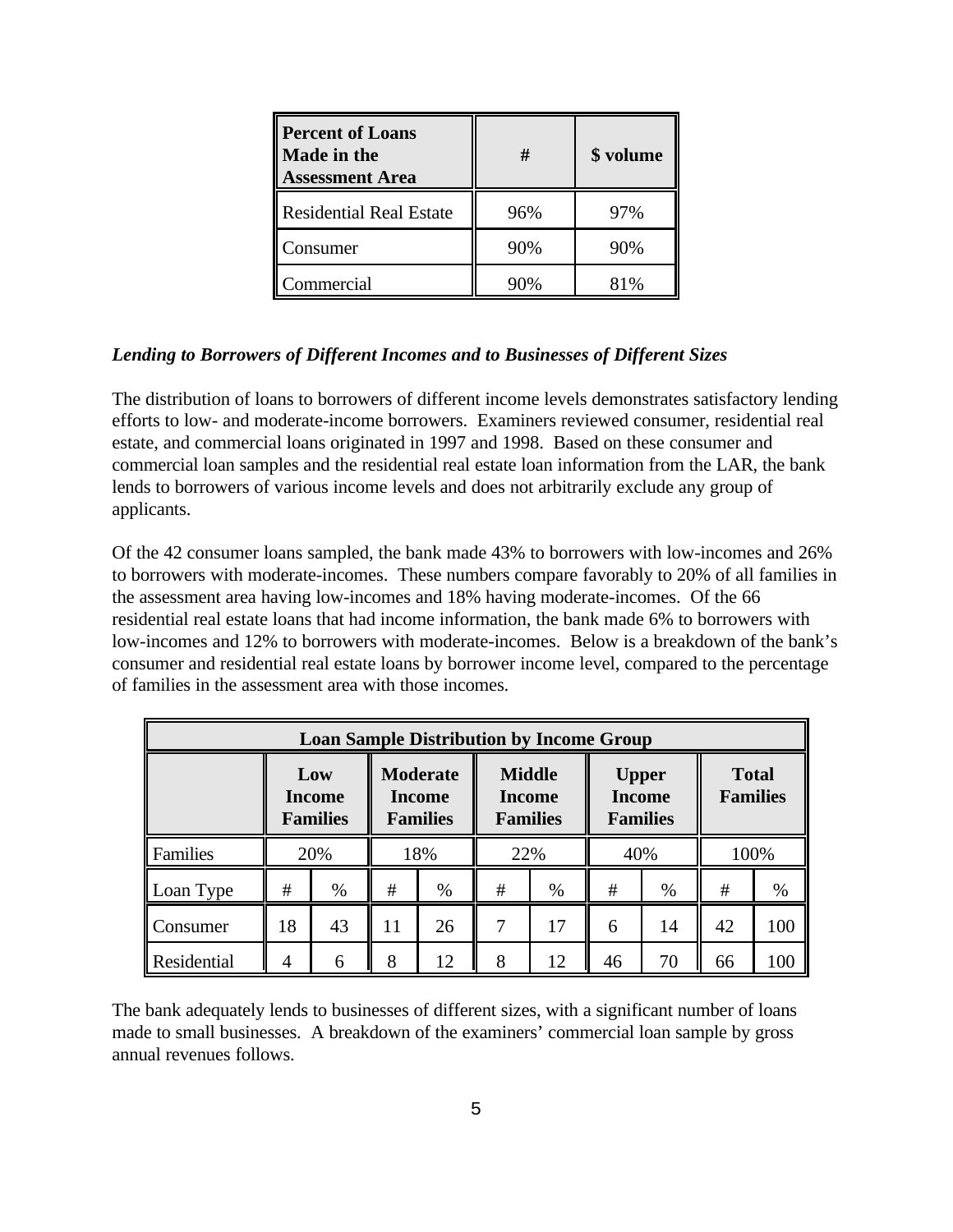| Percent of Loans Made in the Assessment Area | # | $ volume |
|---|---|---|
| Residential Real Estate | 96% | 97% |
| Consumer | 90% | 90% |
| Commercial | 90% | 81% |

***Lending to Borrowers of Different Incomes and to Businesses of Different Sizes***

The distribution of loans to borrowers of different income levels demonstrates satisfactory lending efforts to low- and moderate-income borrowers. Examiners reviewed consumer, residential real estate, and commercial loans originated in 1997 and 1998. Based on these consumer and commercial loan samples and the residential real estate loan information from the LAR, the bank lends to borrowers of various income levels and does not arbitrarily exclude any group of applicants.

Of the 42 consumer loans sampled, the bank made 43% to borrowers with low-incomes and 26% to borrowers with moderate-incomes. These numbers compare favorably to 20% of all families in the assessment area having low-incomes and 18% having moderate-incomes. Of the 66 residential real estate loans that had income information, the bank made 6% to borrowers with low-incomes and 12% to borrowers with moderate-incomes. Below is a breakdown of the bank's consumer and residential real estate loans by borrower income level, compared to the percentage of families in the assessment area with those incomes.

| Loan Sample Distribution by Income Group | | | | | | | | | | |
|---|---|---|---|---|---|---|---|---|---|---|
| | Low Income Families | | Moderate Income Families | | Middle Income Families | | Upper Income Families | | Total Families | |
| Families | 20% | | 18% | | 22% | | 40% | | 100% | |
| Loan Type | # | % | # | % | # | % | # | % | # | % |
| Consumer | 18 | 43 | 11 | 26 | 7 | 17 | 6 | 14 | 42 | 100 |
| Residential | 4 | 6 | 8 | 12 | 8 | 12 | 46 | 70 | 66 | 100 |

The bank adequately lends to businesses of different sizes, with a significant number of loans made to small businesses. A breakdown of the examiners' commercial loan sample by gross annual revenues follows.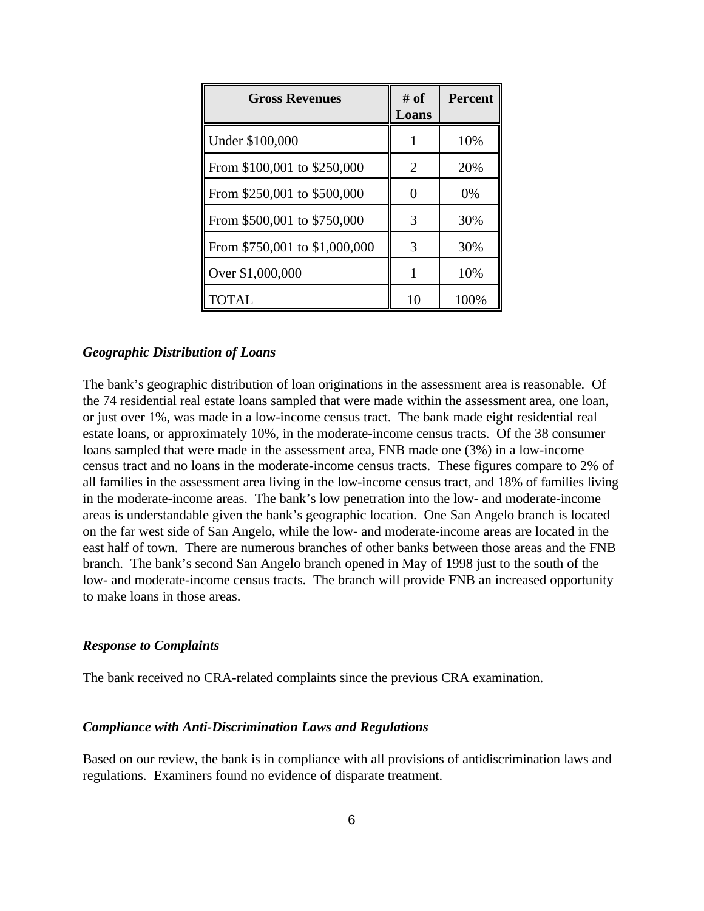| Gross Revenues | # of Loans | Percent |
|---|---|---|
| Under $100,000 | 1 | 10% |
| From $100,001 to $250,000 | 2 | 20% |
| From $250,001 to $500,000 | 0 | 0% |
| From $500,001 to $750,000 | 3 | 30% |
| From $750,001 to $1,000,000 | 3 | 30% |
| Over $1,000,000 | 1 | 10% |
| TOTAL | 10 | 100% |

***Geographic Distribution of Loans***

The bank's geographic distribution of loan originations in the assessment area is reasonable. Of the 74 residential real estate loans sampled that were made within the assessment area, one loan, or just over 1%, was made in a low-income census tract. The bank made eight residential real estate loans, or approximately 10%, in the moderate-income census tracts. Of the 38 consumer loans sampled that were made in the assessment area, FNB made one (3%) in a low-income census tract and no loans in the moderate-income census tracts. These figures compare to 2% of all families in the assessment area living in the low-income census tract, and 18% of families living in the moderate-income areas. The bank's low penetration into the low- and moderate-income areas is understandable given the bank's geographic location. One San Angelo branch is located on the far west side of San Angelo, while the low- and moderate-income areas are located in the east half of town. There are numerous branches of other banks between those areas and the FNB branch. The bank's second San Angelo branch opened in May of 1998 just to the south of the low- and moderate-income census tracts. The branch will provide FNB an increased opportunity to make loans in those areas.

***Response to Complaints***

The bank received no CRA-related complaints since the previous CRA examination.

***Compliance with Anti-Discrimination Laws and Regulations***

Based on our review, the bank is in compliance with all provisions of antidiscrimination laws and regulations. Examiners found no evidence of disparate treatment.